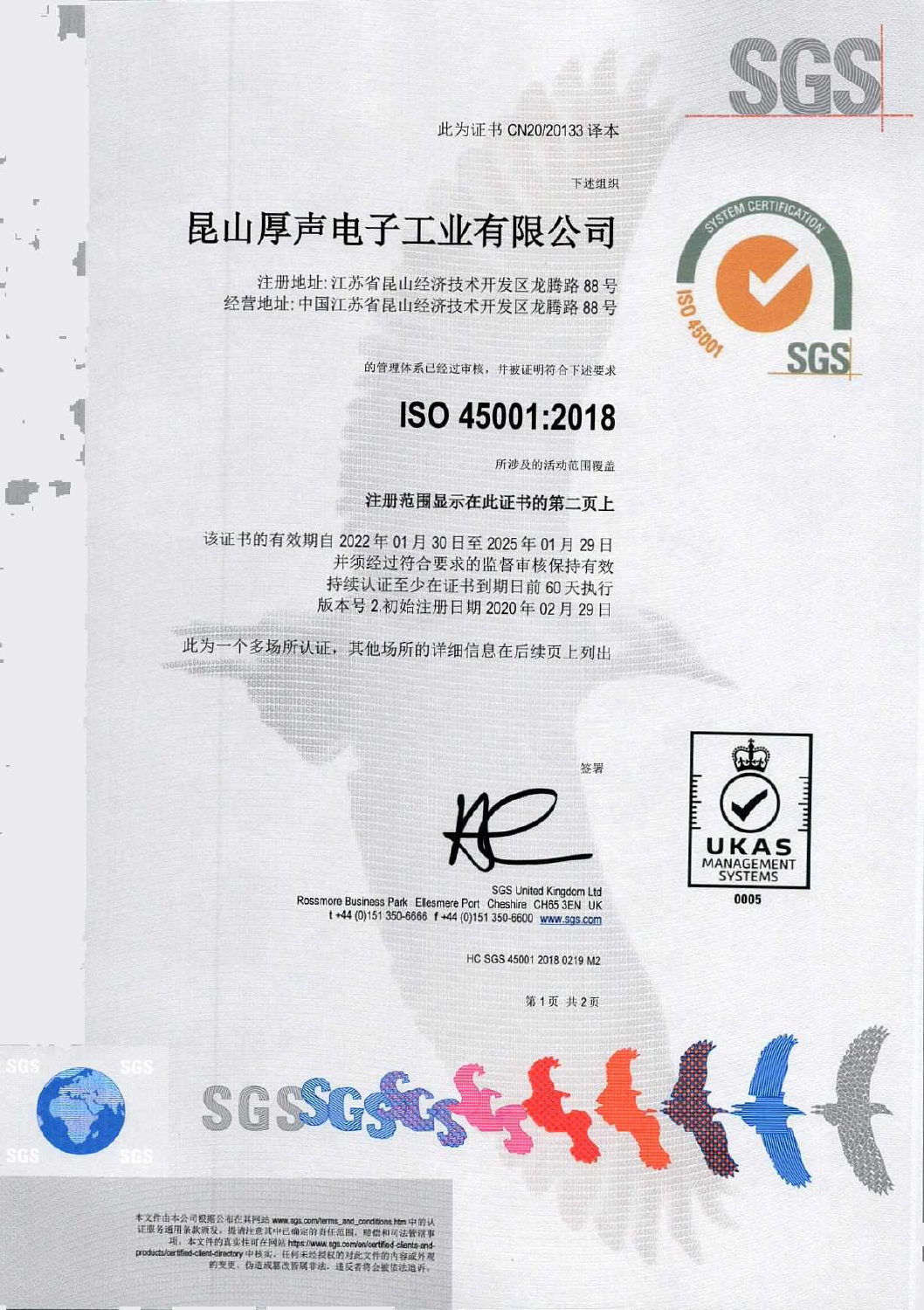SGS

此为证书 CN20/20133 译本

下述组织

# 昆山厚声电子工业有限公司

注册地址: 江苏省昆山经济技术开发区龙腾路 88 号
经营地址: 中国江苏省昆山经济技术开发区龙腾路 88 号

的管理体系已经过审核，并被证明符合下述要求

# ISO 45001:2018

所涉及的活动范围覆盖

**注册范围显示在此证书的第二页上**

该证书的有效期自 2022 年 01 月 30 日至 2025 年 01 月 29 日
并须经过符合要求的监督审核保持有效
持续认证至少在证书到期日前 60 天执行
版本号 2.初始注册日期 2020 年 02 月 29 日

此为一个多场所认证，其他场所的详细信息在后续页上列出

签署

SGS United Kingdom Ltd
Rossmore Business Park Ellesmere Port Cheshire CH65 3EN UK
t +44 (0)151 350-6666 f +44 (0)151 350-6600 www.sgs.com

HC SGS 45001 2018 0219 M2

UKAS MANAGEMENT SYSTEMS
0005

本文件由本公司根据公布在其网站 www.sgs.com/terms_and_conditions.htm 中的认证服务通用条款颁发。提请注意其中已确定的责任范围、赔偿和司法管辖事项。本文件的真实性可在网站 https://www.sgs.com/en/certified-clients-and-products/certified-client-directory 中核实。任何未经授权的对此文件的内容或外观的变更、伪造或篡改皆属非法，违反者将会被依法追诉。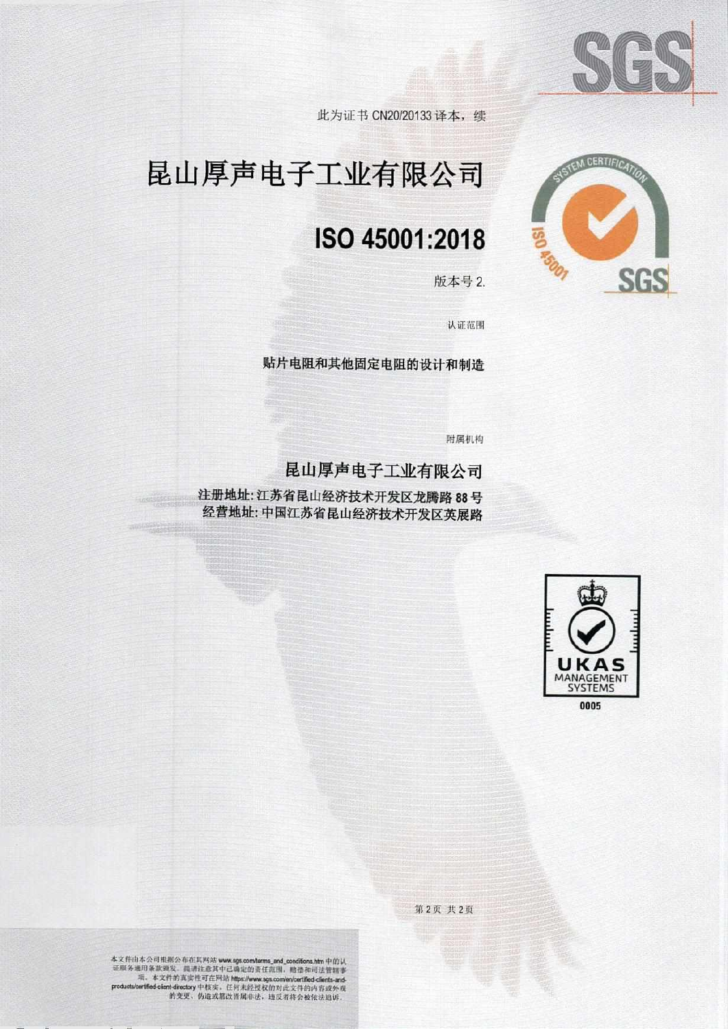此为证书 CN20/20133 译本，续

# 昆山厚声电子工业有限公司

## ISO 45001:2018

版本号 2.

认证范围

**贴片电阻和其他固定电阻的设计和制造**

附属机构

**昆山厚声电子工业有限公司**

**注册地址：江苏省昆山经济技术开发区龙腾路 88 号**
**经营地址：中国江苏省昆山经济技术开发区英展路**

UKAS MANAGEMENT SYSTEMS
0005

本文件由本公司根据公布在其网站 www.sgs.com/terms_and_conditions.htm 中的认证服务通用条款颁发。提请注意其中已确定的责任范围，赔偿和司法管辖事项。本文件的真实性可在网站 https://www.sgs.com/en/certified-clients-and-products/certified-client-directory 中核实。任何未经授权的对此文件的内容或外观的变更、伪造或篡改皆属非法，违反者将会被依法追诉。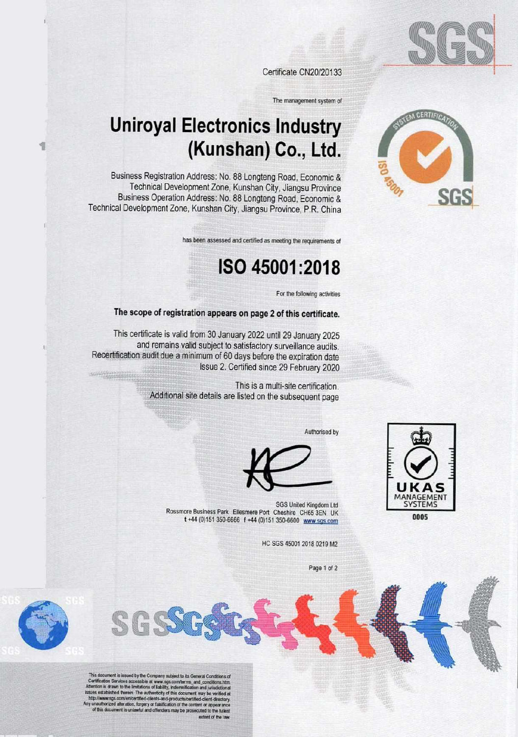Certificate CN20/20133

The management system of

# Uniroyal Electronics Industry (Kunshan) Co., Ltd.

Business Registration Address: No. 88 Longteng Road, Economic & Technical Development Zone, Kunshan City, Jiangsu Province
Business Operation Address: No. 88 Longteng Road, Economic & Technical Development Zone, Kunshan City, Jiangsu Province, P.R. China

has been assessed and certified as meeting the requirements of

# ISO 45001:2018

For the following activities

**The scope of registration appears on page 2 of this certificate.**

This certificate is valid from 30 January 2022 until 29 January 2025 and remains valid subject to satisfactory surveillance audits.
Recertification audit due a minimum of 60 days before the expiration date
Issue 2. Certified since 29 February 2020

This is a multi-site certification.
Additional site details are listed on the subsequent page

Authorised by

SGS United Kingdom Ltd
Rossmore Business Park Ellesmere Port Cheshire CH65 3EN UK
t +44 (0)151 350-6666 f +44 (0)151 350-6600 www.sgs.com

HC SGS 45001 2018 0219 M2

UKAS MANAGEMENT SYSTEMS 0005

This document is issued by the Company subject to its General Conditions of Certification Services accessible at www.sgs.com/terms_and_conditions.htm. Attention is drawn to the limitations of liability, indemnification and jurisdictional issues established therein. The authenticity of this document may be verified at http://www.sgs.com/en/certified-clients-and-products/certified-client-directory. Any unauthorized alteration, forgery or falsification of the content or appearance of this document is unlawful and offenders may be prosecuted to the fullest extent of the law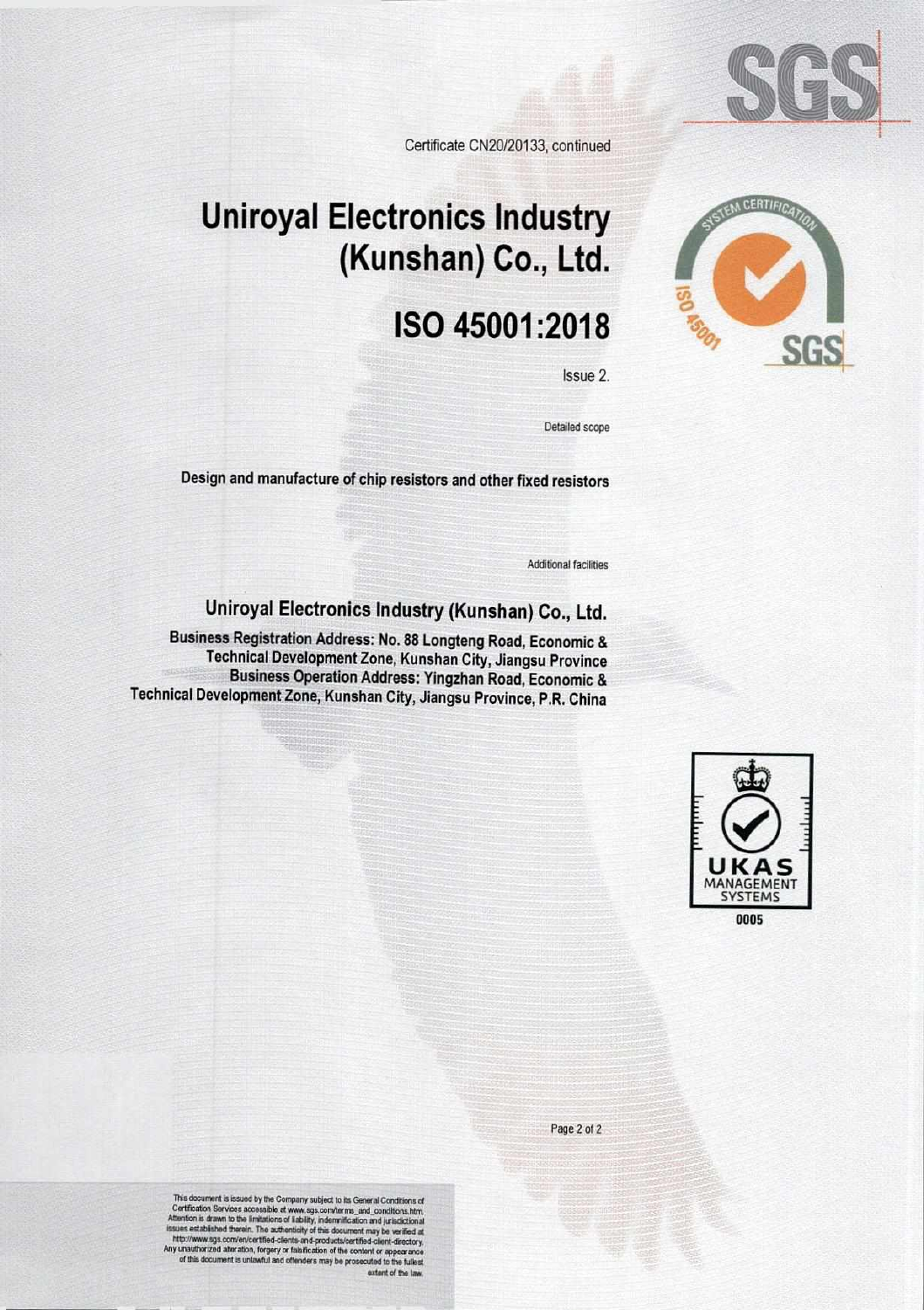Certificate CN20/20133, continued

# Uniroyal Electronics Industry (Kunshan) Co., Ltd.

# ISO 45001:2018

Issue 2.

Detailed scope

**Design and manufacture of chip resistors and other fixed resistors**

Additional facilities

## Uniroyal Electronics Industry (Kunshan) Co., Ltd.

**Business Registration Address: No. 88 Longteng Road, Economic & Technical Development Zone, Kunshan City, Jiangsu Province**
**Business Operation Address: Yingzhan Road, Economic & Technical Development Zone, Kunshan City, Jiangsu Province, P.R. China**

UKAS MANAGEMENT SYSTEMS
0005

This document is issued by the Company subject to its General Conditions of Certification Services accessible at www.sgs.com/terms_and_conditions.htm. Attention is drawn to the limitations of liability, indemnification and jurisdictional issues established therein. The authenticity of this document may be verified at http://www.sgs.com/en/certified-clients-and-products/certified-client-directory. Any unauthorized alteration, forgery or falsification of the content or appearance of this document is unlawful and offenders may be prosecuted to the fullest extent of the law.